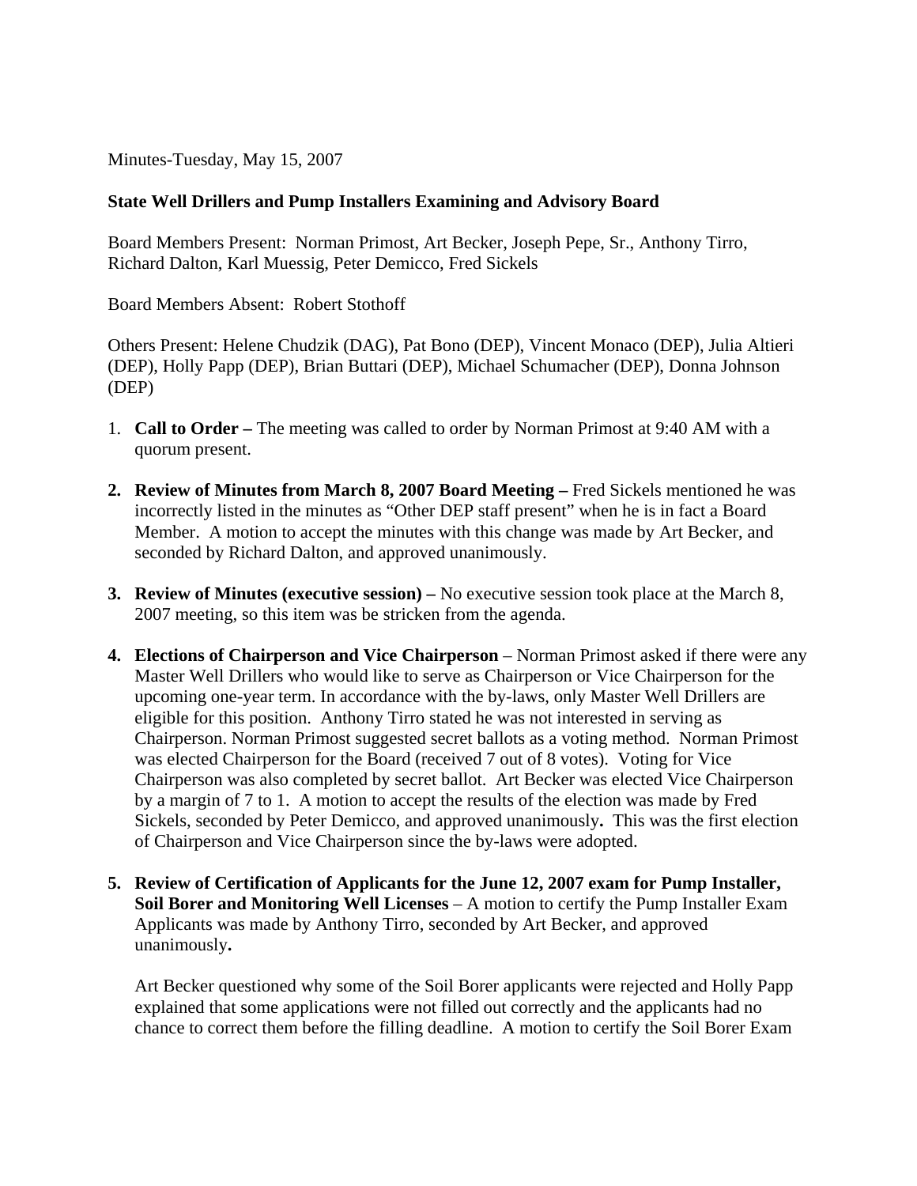Minutes-Tuesday, May 15, 2007

**State Well Drillers and Pump Installers Examining and Advisory Board**

Board Members Present: Norman Primost, Art Becker, Joseph Pepe, Sr., Anthony Tirro, Richard Dalton, Karl Muessig, Peter Demicco, Fred Sickels

Board Members Absent: Robert Stothoff

Others Present: Helene Chudzik (DAG), Pat Bono (DEP), Vincent Monaco (DEP), Julia Altieri (DEP), Holly Papp (DEP), Brian Buttari (DEP), Michael Schumacher (DEP), Donna Johnson (DEP)

1. **Call to Order –** The meeting was called to order by Norman Primost at 9:40 AM with a quorum present.

2. **Review of Minutes from March 8, 2007 Board Meeting –** Fred Sickels mentioned he was incorrectly listed in the minutes as "Other DEP staff present" when he is in fact a Board Member. A motion to accept the minutes with this change was made by Art Becker, and seconded by Richard Dalton, and approved unanimously.

3. **Review of Minutes (executive session) –** No executive session took place at the March 8, 2007 meeting, so this item was be stricken from the agenda.

4. **Elections of Chairperson and Vice Chairperson** – Norman Primost asked if there were any Master Well Drillers who would like to serve as Chairperson or Vice Chairperson for the upcoming one-year term. In accordance with the by-laws, only Master Well Drillers are eligible for this position. Anthony Tirro stated he was not interested in serving as Chairperson. Norman Primost suggested secret ballots as a voting method. Norman Primost was elected Chairperson for the Board (received 7 out of 8 votes). Voting for Vice Chairperson was also completed by secret ballot. Art Becker was elected Vice Chairperson by a margin of 7 to 1. A motion to accept the results of the election was made by Fred Sickels, seconded by Peter Demicco, and approved unanimously**.** This was the first election of Chairperson and Vice Chairperson since the by-laws were adopted.

5. **Review of Certification of Applicants for the June 12, 2007 exam for Pump Installer, Soil Borer and Monitoring Well Licenses** – A motion to certify the Pump Installer Exam Applicants was made by Anthony Tirro, seconded by Art Becker, and approved unanimously**.**

   Art Becker questioned why some of the Soil Borer applicants were rejected and Holly Papp explained that some applications were not filled out correctly and the applicants had no chance to correct them before the filling deadline. A motion to certify the Soil Borer Exam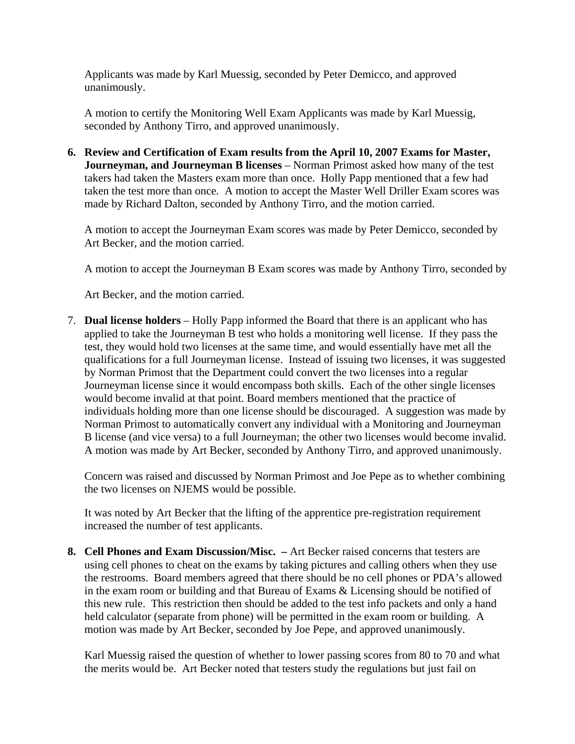Applicants was made by Karl Muessig, seconded by Peter Demicco, and approved unanimously.

A motion to certify the Monitoring Well Exam Applicants was made by Karl Muessig, seconded by Anthony Tirro, and approved unanimously.

6. **Review and Certification of Exam results from the April 10, 2007 Exams for Master, Journeyman, and Journeyman B licenses** – Norman Primost asked how many of the test takers had taken the Masters exam more than once. Holly Papp mentioned that a few had taken the test more than once. A motion to accept the Master Well Driller Exam scores was made by Richard Dalton, seconded by Anthony Tirro, and the motion carried.

   A motion to accept the Journeyman Exam scores was made by Peter Demicco, seconded by Art Becker, and the motion carried.

   A motion to accept the Journeyman B Exam scores was made by Anthony Tirro, seconded by Art Becker, and the motion carried.

7. **Dual license holders** – Holly Papp informed the Board that there is an applicant who has applied to take the Journeyman B test who holds a monitoring well license. If they pass the test, they would hold two licenses at the same time, and would essentially have met all the qualifications for a full Journeyman license. Instead of issuing two licenses, it was suggested by Norman Primost that the Department could convert the two licenses into a regular Journeyman license since it would encompass both skills. Each of the other single licenses would become invalid at that point. Board members mentioned that the practice of individuals holding more than one license should be discouraged. A suggestion was made by Norman Primost to automatically convert any individual with a Monitoring and Journeyman B license (and vice versa) to a full Journeyman; the other two licenses would become invalid. A motion was made by Art Becker, seconded by Anthony Tirro, and approved unanimously.

   Concern was raised and discussed by Norman Primost and Joe Pepe as to whether combining the two licenses on NJEMS would be possible.

   It was noted by Art Becker that the lifting of the apprentice pre-registration requirement increased the number of test applicants.

8. **Cell Phones and Exam Discussion/Misc. –** Art Becker raised concerns that testers are using cell phones to cheat on the exams by taking pictures and calling others when they use the restrooms. Board members agreed that there should be no cell phones or PDA's allowed in the exam room or building and that Bureau of Exams & Licensing should be notified of this new rule. This restriction then should be added to the test info packets and only a hand held calculator (separate from phone) will be permitted in the exam room or building. A motion was made by Art Becker, seconded by Joe Pepe, and approved unanimously.

   Karl Muessig raised the question of whether to lower passing scores from 80 to 70 and what the merits would be. Art Becker noted that testers study the regulations but just fail on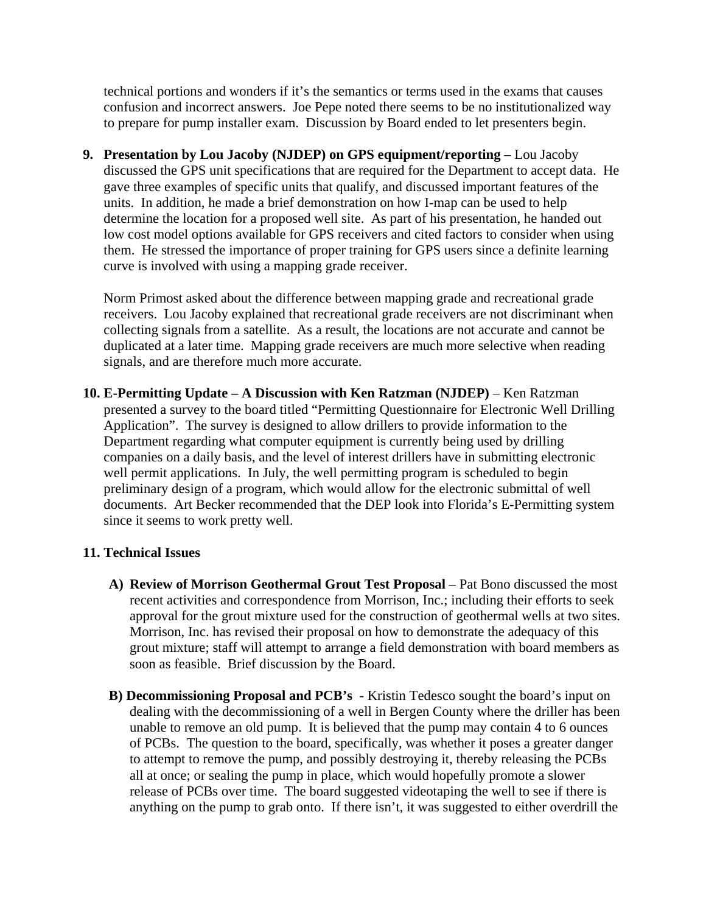technical portions and wonders if it's the semantics or terms used in the exams that causes confusion and incorrect answers. Joe Pepe noted there seems to be no institutionalized way to prepare for pump installer exam. Discussion by Board ended to let presenters begin.

9. **Presentation by Lou Jacoby (NJDEP) on GPS equipment/reporting** – Lou Jacoby discussed the GPS unit specifications that are required for the Department to accept data. He gave three examples of specific units that qualify, and discussed important features of the units. In addition, he made a brief demonstration on how I-map can be used to help determine the location for a proposed well site. As part of his presentation, he handed out low cost model options available for GPS receivers and cited factors to consider when using them. He stressed the importance of proper training for GPS users since a definite learning curve is involved with using a mapping grade receiver.

   Norm Primost asked about the difference between mapping grade and recreational grade receivers. Lou Jacoby explained that recreational grade receivers are not discriminant when collecting signals from a satellite. As a result, the locations are not accurate and cannot be duplicated at a later time. Mapping grade receivers are much more selective when reading signals, and are therefore much more accurate.

10. **E-Permitting Update – A Discussion with Ken Ratzman (NJDEP)** – Ken Ratzman presented a survey to the board titled "Permitting Questionnaire for Electronic Well Drilling Application". The survey is designed to allow drillers to provide information to the Department regarding what computer equipment is currently being used by drilling companies on a daily basis, and the level of interest drillers have in submitting electronic well permit applications. In July, the well permitting program is scheduled to begin preliminary design of a program, which would allow for the electronic submittal of well documents. Art Becker recommended that the DEP look into Florida's E-Permitting system since it seems to work pretty well.

11. **Technical Issues**

    A) **Review of Morrison Geothermal Grout Test Proposal** – Pat Bono discussed the most recent activities and correspondence from Morrison, Inc.; including their efforts to seek approval for the grout mixture used for the construction of geothermal wells at two sites. Morrison, Inc. has revised their proposal on how to demonstrate the adequacy of this grout mixture; staff will attempt to arrange a field demonstration with board members as soon as feasible. Brief discussion by the Board.

    B) **Decommissioning Proposal and PCB's** - Kristin Tedesco sought the board's input on dealing with the decommissioning of a well in Bergen County where the driller has been unable to remove an old pump. It is believed that the pump may contain 4 to 6 ounces of PCBs. The question to the board, specifically, was whether it poses a greater danger to attempt to remove the pump, and possibly destroying it, thereby releasing the PCBs all at once; or sealing the pump in place, which would hopefully promote a slower release of PCBs over time. The board suggested videotaping the well to see if there is anything on the pump to grab onto. If there isn't, it was suggested to either overdrill the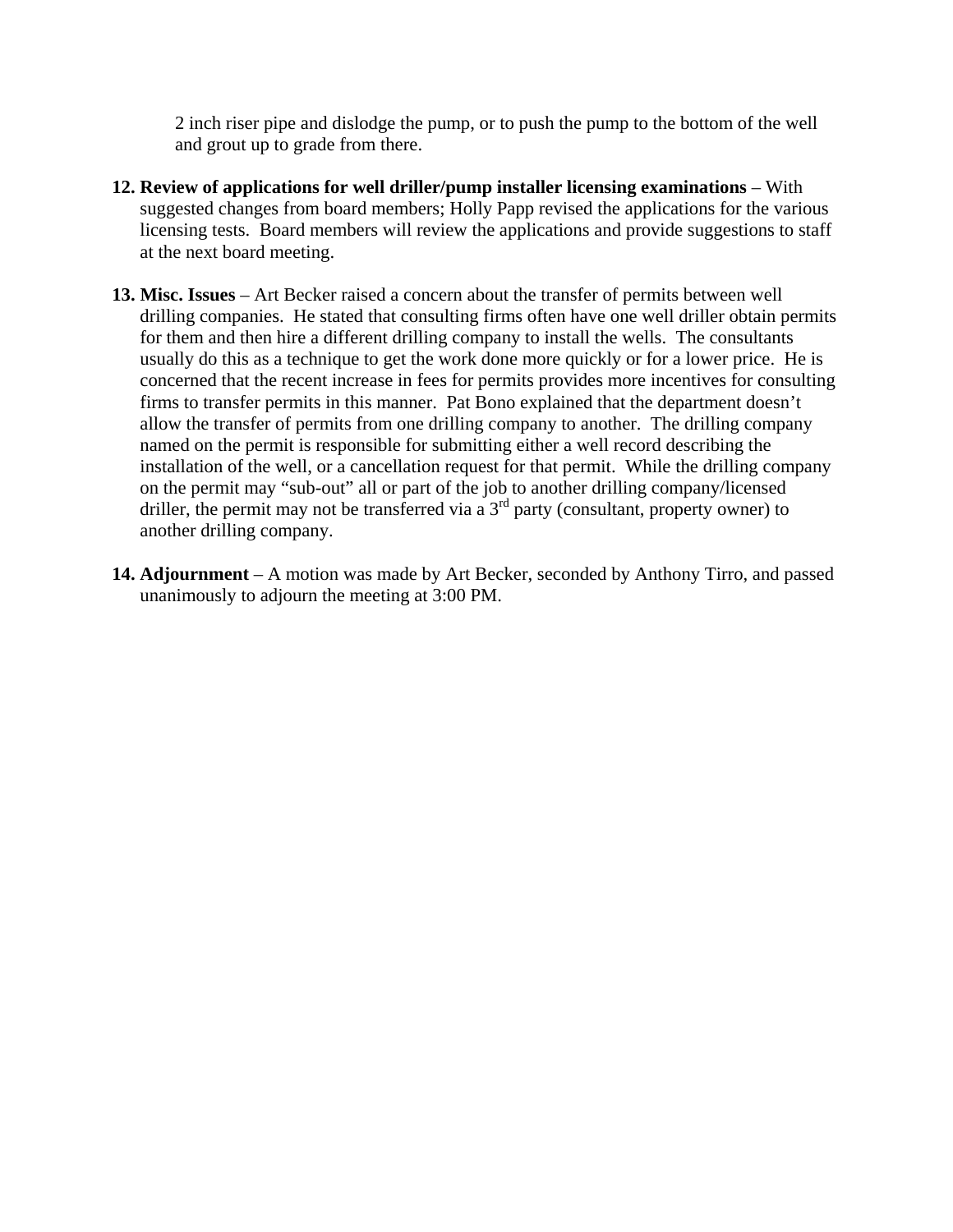2 inch riser pipe and dislodge the pump, or to push the pump to the bottom of the well and grout up to grade from there.

12. **Review of applications for well driller/pump installer licensing examinations** – With suggested changes from board members; Holly Papp revised the applications for the various licensing tests. Board members will review the applications and provide suggestions to staff at the next board meeting.

13. **Misc. Issues** – Art Becker raised a concern about the transfer of permits between well drilling companies. He stated that consulting firms often have one well driller obtain permits for them and then hire a different drilling company to install the wells. The consultants usually do this as a technique to get the work done more quickly or for a lower price. He is concerned that the recent increase in fees for permits provides more incentives for consulting firms to transfer permits in this manner. Pat Bono explained that the department doesn't allow the transfer of permits from one drilling company to another. The drilling company named on the permit is responsible for submitting either a well record describing the installation of the well, or a cancellation request for that permit. While the drilling company on the permit may "sub-out" all or part of the job to another drilling company/licensed driller, the permit may not be transferred via a 3rd party (consultant, property owner) to another drilling company.

14. **Adjournment** – A motion was made by Art Becker, seconded by Anthony Tirro, and passed unanimously to adjourn the meeting at 3:00 PM.